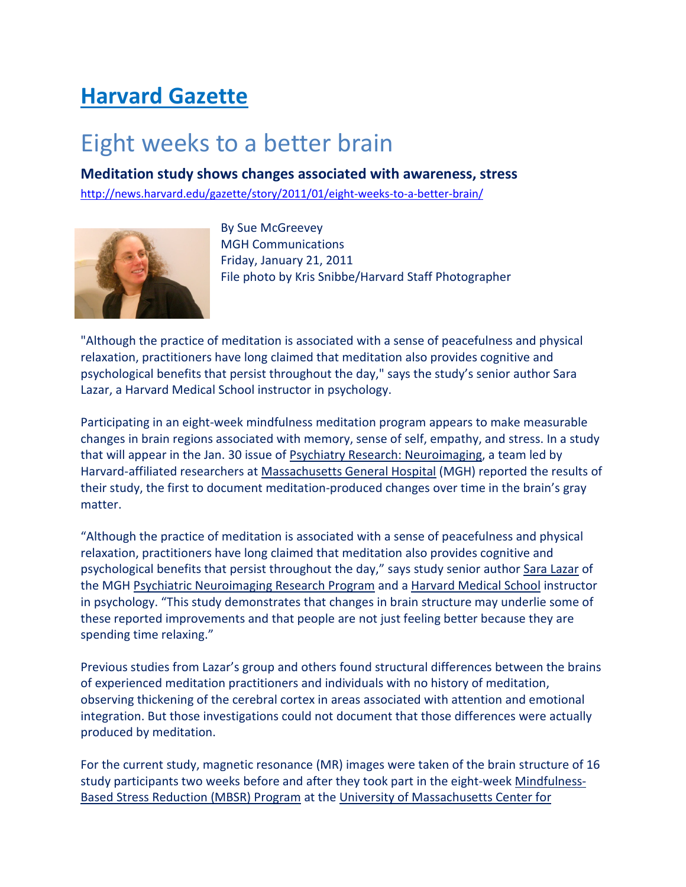# Harvard Gazette

## Eight weeks to a better brain

### Meditation study shows changes associated with awareness, stress

http://news.harvard.edu/gazette/story/2011/01/eight-weeks-to-a-better-brain/

By Sue McGreevey
MGH Communications
Friday, January 21, 2011
File photo by Kris Snibbe/Harvard Staff Photographer

"Although the practice of meditation is associated with a sense of peacefulness and physical relaxation, practitioners have long claimed that meditation also provides cognitive and psychological benefits that persist throughout the day," says the study's senior author Sara Lazar, a Harvard Medical School instructor in psychology.

Participating in an eight-week mindfulness meditation program appears to make measurable changes in brain regions associated with memory, sense of self, empathy, and stress. In a study that will appear in the Jan. 30 issue of Psychiatry Research: Neuroimaging, a team led by Harvard-affiliated researchers at Massachusetts General Hospital (MGH) reported the results of their study, the first to document meditation-produced changes over time in the brain's gray matter.

"Although the practice of meditation is associated with a sense of peacefulness and physical relaxation, practitioners have long claimed that meditation also provides cognitive and psychological benefits that persist throughout the day," says study senior author Sara Lazar of the MGH Psychiatric Neuroimaging Research Program and a Harvard Medical School instructor in psychology. "This study demonstrates that changes in brain structure may underlie some of these reported improvements and that people are not just feeling better because they are spending time relaxing."

Previous studies from Lazar's group and others found structural differences between the brains of experienced meditation practitioners and individuals with no history of meditation, observing thickening of the cerebral cortex in areas associated with attention and emotional integration. But those investigations could not document that those differences were actually produced by meditation.

For the current study, magnetic resonance (MR) images were taken of the brain structure of 16 study participants two weeks before and after they took part in the eight-week Mindfulness-Based Stress Reduction (MBSR) Program at the University of Massachusetts Center for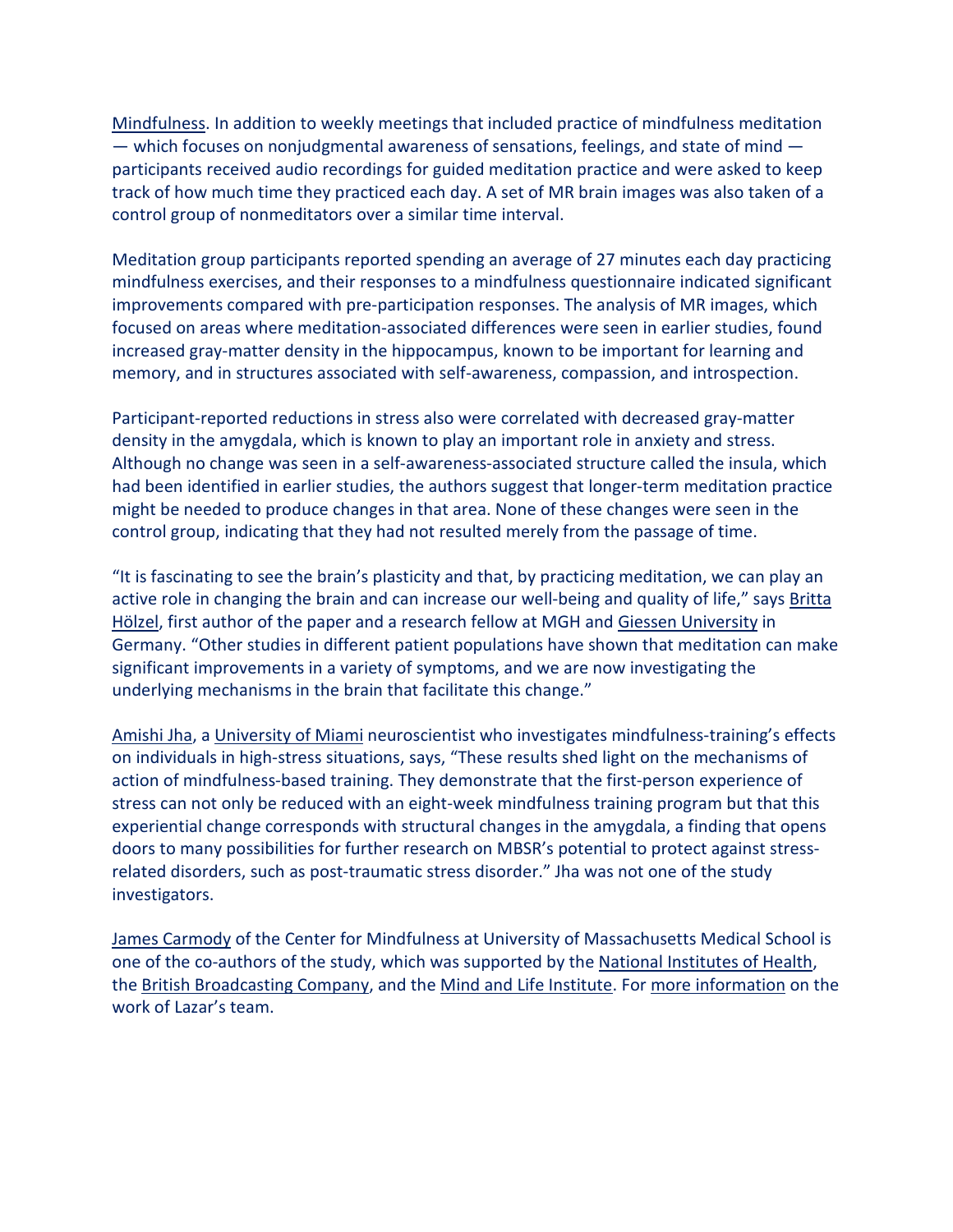Mindfulness. In addition to weekly meetings that included practice of mindfulness meditation — which focuses on nonjudgmental awareness of sensations, feelings, and state of mind — participants received audio recordings for guided meditation practice and were asked to keep track of how much time they practiced each day. A set of MR brain images was also taken of a control group of nonmeditators over a similar time interval.

Meditation group participants reported spending an average of 27 minutes each day practicing mindfulness exercises, and their responses to a mindfulness questionnaire indicated significant improvements compared with pre-participation responses. The analysis of MR images, which focused on areas where meditation-associated differences were seen in earlier studies, found increased gray-matter density in the hippocampus, known to be important for learning and memory, and in structures associated with self-awareness, compassion, and introspection.

Participant-reported reductions in stress also were correlated with decreased gray-matter density in the amygdala, which is known to play an important role in anxiety and stress. Although no change was seen in a self-awareness-associated structure called the insula, which had been identified in earlier studies, the authors suggest that longer-term meditation practice might be needed to produce changes in that area. None of these changes were seen in the control group, indicating that they had not resulted merely from the passage of time.

"It is fascinating to see the brain's plasticity and that, by practicing meditation, we can play an active role in changing the brain and can increase our well-being and quality of life," says Britta Hölzel, first author of the paper and a research fellow at MGH and Giessen University in Germany. "Other studies in different patient populations have shown that meditation can make significant improvements in a variety of symptoms, and we are now investigating the underlying mechanisms in the brain that facilitate this change."

Amishi Jha, a University of Miami neuroscientist who investigates mindfulness-training's effects on individuals in high-stress situations, says, "These results shed light on the mechanisms of action of mindfulness-based training. They demonstrate that the first-person experience of stress can not only be reduced with an eight-week mindfulness training program but that this experiential change corresponds with structural changes in the amygdala, a finding that opens doors to many possibilities for further research on MBSR's potential to protect against stress-related disorders, such as post-traumatic stress disorder." Jha was not one of the study investigators.

James Carmody of the Center for Mindfulness at University of Massachusetts Medical School is one of the co-authors of the study, which was supported by the National Institutes of Health, the British Broadcasting Company, and the Mind and Life Institute. For more information on the work of Lazar's team.